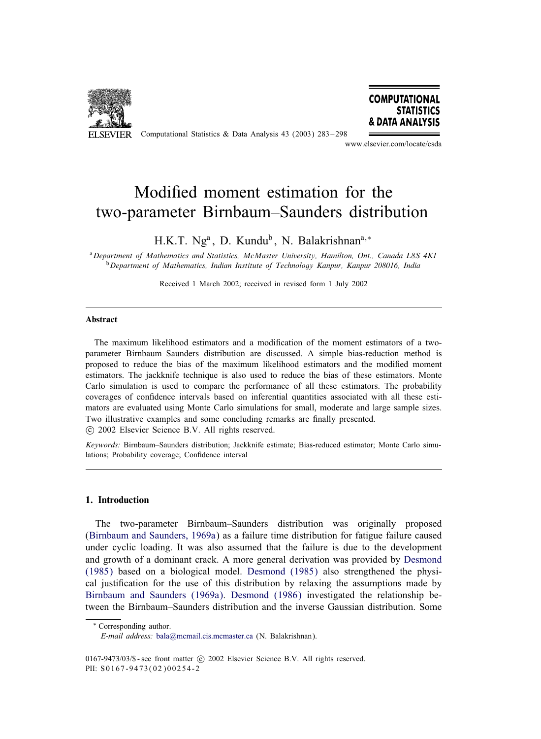# Modified moment estimation for the two-parameter Birnbaum–Saunders distribution

H.K.T. Ng[a], D. Kundu[b], N. Balakrishnan[a,*]

[a] *Department of Mathematics and Statistics, McMaster University, Hamilton, Ont., Canada L8S 4K1*
[b] *Department of Mathematics, Indian Institute of Technology Kanpur, Kanpur 208016, India*

Received 1 March 2002; received in revised form 1 July 2002

---

### Abstract

The maximum likelihood estimators and a modification of the moment estimators of a two-parameter Birnbaum–Saunders distribution are discussed. A simple bias-reduction method is proposed to reduce the bias of the maximum likelihood estimators and the modified moment estimators. The jackknife technique is also used to reduce the bias of these estimators. Monte Carlo simulation is used to compare the performance of all these estimators. The probability coverages of confidence intervals based on inferential quantities associated with all these estimators are evaluated using Monte Carlo simulations for small, moderate and large sample sizes. Two illustrative examples and some concluding remarks are finally presented.
© 2002 Elsevier Science B.V. All rights reserved.

*Keywords:* Birnbaum–Saunders distribution; Jackknife estimate; Bias-reduced estimator; Monte Carlo simulations; Probability coverage; Confidence interval

---

## 1. Introduction

The two-parameter Birnbaum–Saunders distribution was originally proposed (Birnbaum and Saunders, 1969a) as a failure time distribution for fatigue failure caused under cyclic loading. It was also assumed that the failure is due to the development and growth of a dominant crack. A more general derivation was provided by Desmond (1985) based on a biological model. Desmond (1985) also strengthened the physical justification for the use of this distribution by relaxing the assumptions made by Birnbaum and Saunders (1969a). Desmond (1986) investigated the relationship between the Birnbaum–Saunders distribution and the inverse Gaussian distribution. Some

---

\* Corresponding author.
*E-mail address:* bala@mcmail.cis.mcmaster.ca (N. Balakrishnan).

0167-9473/03/$ - see front matter © 2002 Elsevier Science B.V. All rights reserved.
PII: S0167-9473(02)00254-2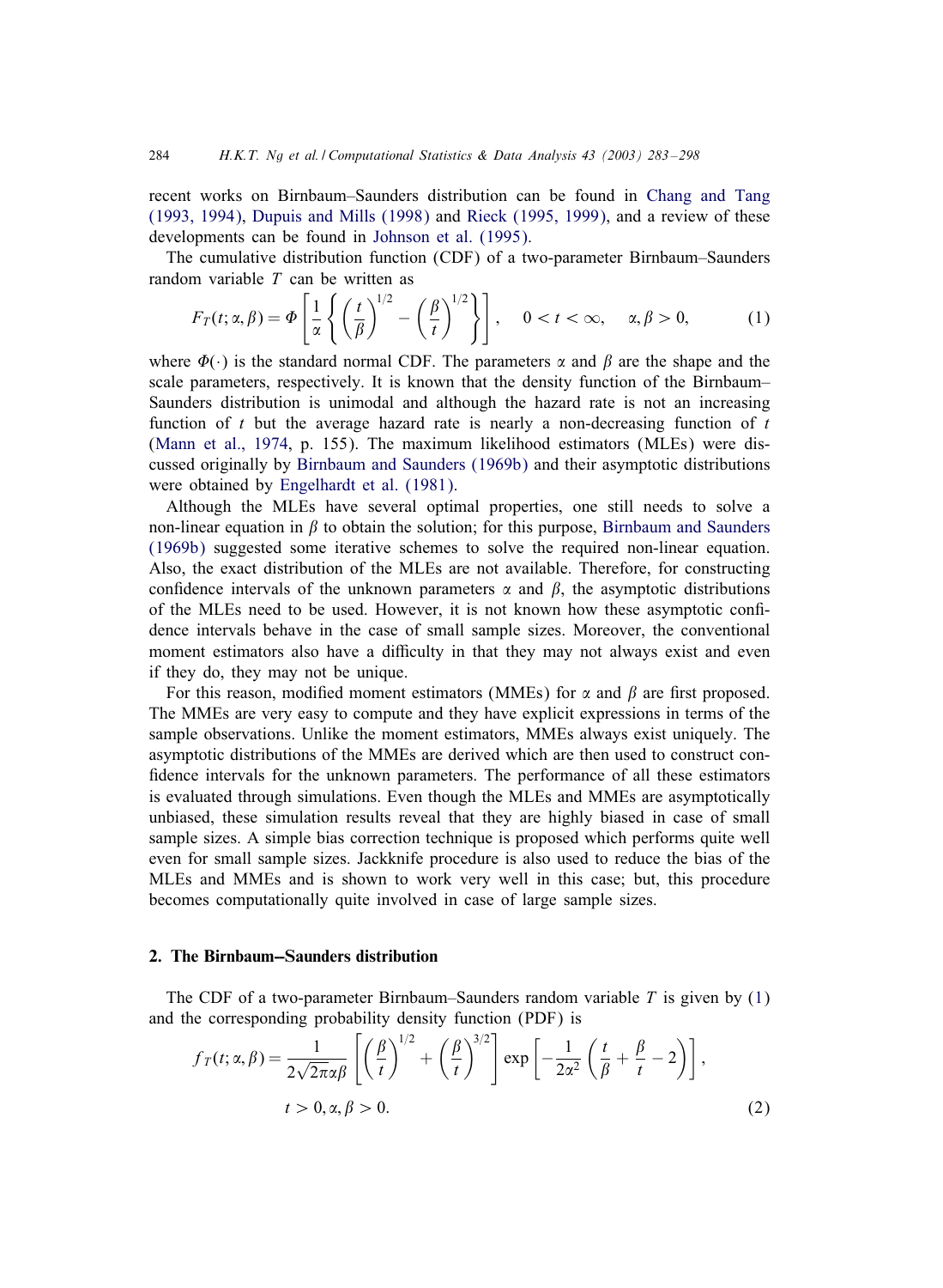recent works on Birnbaum–Saunders distribution can be found in Chang and Tang (1993, 1994), Dupuis and Mills (1998) and Rieck (1995, 1999), and a review of these developments can be found in Johnson et al. (1995).

The cumulative distribution function (CDF) of a two-parameter Birnbaum–Saunders random variable $T$ can be written as

$$F_T(t; \alpha, \beta) = \Phi\left[\frac{1}{\alpha}\left\{\left(\frac{t}{\beta}\right)^{1/2} - \left(\frac{\beta}{t}\right)^{1/2}\right\}\right], \quad 0 < t < \infty, \quad \alpha, \beta > 0, \tag{1}$$

where $\Phi(\cdot)$ is the standard normal CDF. The parameters $\alpha$ and $\beta$ are the shape and the scale parameters, respectively. It is known that the density function of the Birnbaum–Saunders distribution is unimodal and although the hazard rate is not an increasing function of $t$ but the average hazard rate is nearly a non-decreasing function of $t$ (Mann et al., 1974, p. 155). The maximum likelihood estimators (MLEs) were discussed originally by Birnbaum and Saunders (1969b) and their asymptotic distributions were obtained by Engelhardt et al. (1981).

Although the MLEs have several optimal properties, one still needs to solve a non-linear equation in $\beta$ to obtain the solution; for this purpose, Birnbaum and Saunders (1969b) suggested some iterative schemes to solve the required non-linear equation. Also, the exact distribution of the MLEs are not available. Therefore, for constructing confidence intervals of the unknown parameters $\alpha$ and $\beta$, the asymptotic distributions of the MLEs need to be used. However, it is not known how these asymptotic confidence intervals behave in the case of small sample sizes. Moreover, the conventional moment estimators also have a difficulty in that they may not always exist and even if they do, they may not be unique.

For this reason, modified moment estimators (MMEs) for $\alpha$ and $\beta$ are first proposed. The MMEs are very easy to compute and they have explicit expressions in terms of the sample observations. Unlike the moment estimators, MMEs always exist uniquely. The asymptotic distributions of the MMEs are derived which are then used to construct confidence intervals for the unknown parameters. The performance of all these estimators is evaluated through simulations. Even though the MLEs and MMEs are asymptotically unbiased, these simulation results reveal that they are highly biased in case of small sample sizes. A simple bias correction technique is proposed which performs quite well even for small sample sizes. Jackknife procedure is also used to reduce the bias of the MLEs and MMEs and is shown to work very well in this case; but, this procedure becomes computationally quite involved in case of large sample sizes.

## 2. The Birnbaum–Saunders distribution

The CDF of a two-parameter Birnbaum–Saunders random variable $T$ is given by (1) and the corresponding probability density function (PDF) is

$$f_T(t; \alpha, \beta) = \frac{1}{2\sqrt{2\pi}\alpha\beta}\left[\left(\frac{\beta}{t}\right)^{1/2} + \left(\frac{\beta}{t}\right)^{3/2}\right] \exp\left[-\frac{1}{2\alpha^2}\left(\frac{t}{\beta} + \frac{\beta}{t} - 2\right)\right],$$
$$t > 0, \alpha, \beta > 0. \tag{2}$$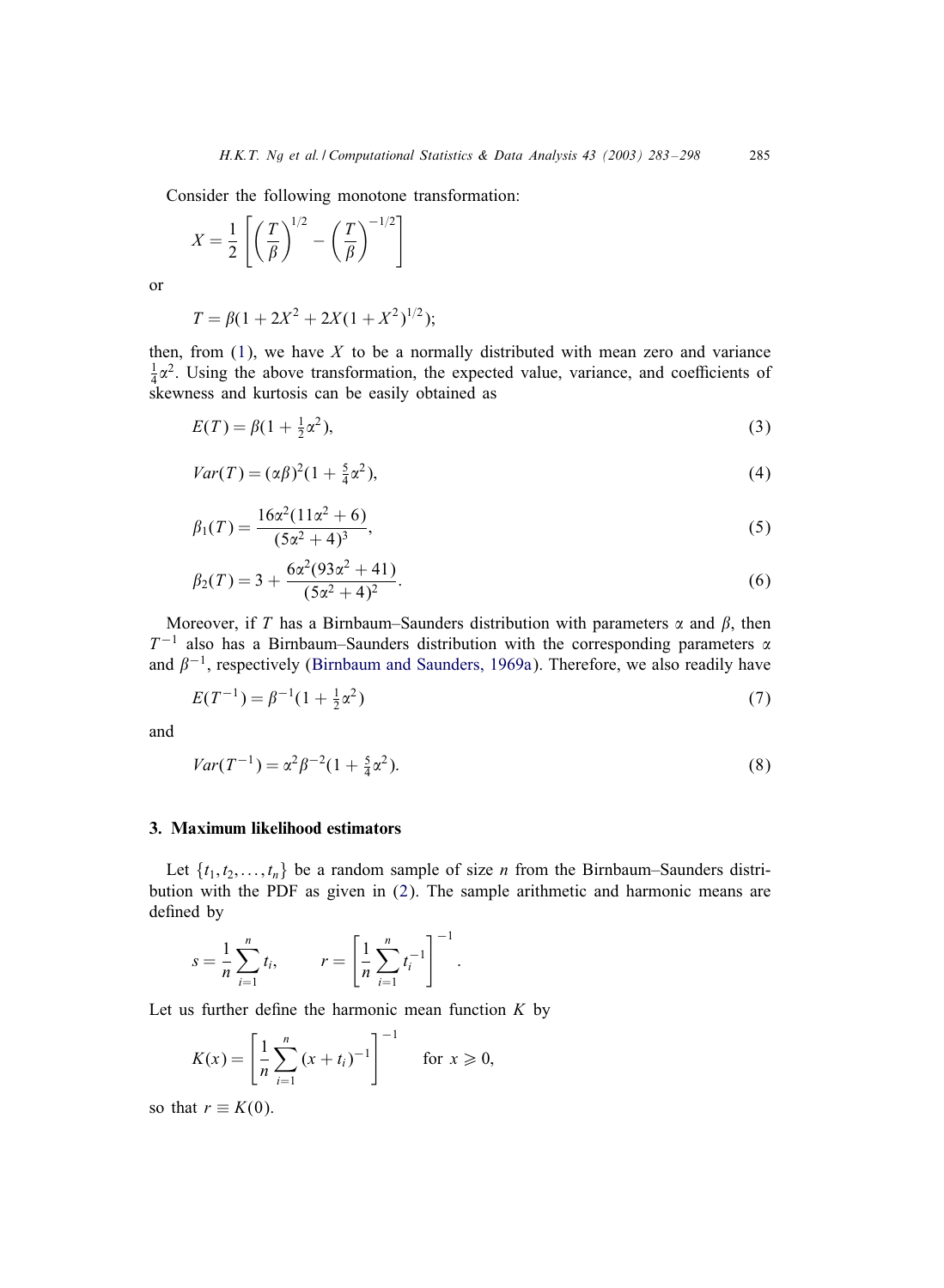Consider the following monotone transformation:

$$X = \frac{1}{2}\left[\left(\frac{T}{\beta}\right)^{1/2} - \left(\frac{T}{\beta}\right)^{-1/2}\right]$$

or

$$T = \beta(1 + 2X^2 + 2X(1 + X^2)^{1/2});$$

then, from (1), we have $X$ to be a normally distributed with mean zero and variance $\frac{1}{4}\alpha^2$. Using the above transformation, the expected value, variance, and coefficients of skewness and kurtosis can be easily obtained as

$$E(T) = \beta(1 + \tfrac{1}{2}\alpha^2), \tag{3}$$

$$Var(T) = (\alpha\beta)^2(1 + \tfrac{5}{4}\alpha^2), \tag{4}$$

$$\beta_1(T) = \frac{16\alpha^2(11\alpha^2 + 6)}{(5\alpha^2 + 4)^3}, \tag{5}$$

$$\beta_2(T) = 3 + \frac{6\alpha^2(93\alpha^2 + 41)}{(5\alpha^2 + 4)^2}. \tag{6}$$

Moreover, if $T$ has a Birnbaum–Saunders distribution with parameters $\alpha$ and $\beta$, then $T^{-1}$ also has a Birnbaum–Saunders distribution with the corresponding parameters $\alpha$ and $\beta^{-1}$, respectively (Birnbaum and Saunders, 1969a). Therefore, we also readily have

$$E(T^{-1}) = \beta^{-1}(1 + \tfrac{1}{2}\alpha^2) \tag{7}$$

and

$$Var(T^{-1}) = \alpha^2\beta^{-2}(1 + \tfrac{5}{4}\alpha^2). \tag{8}$$

## 3. Maximum likelihood estimators

Let $\{t_1, t_2, \ldots, t_n\}$ be a random sample of size $n$ from the Birnbaum–Saunders distribution with the PDF as given in (2). The sample arithmetic and harmonic means are defined by

$$s = \frac{1}{n}\sum_{i=1}^{n} t_i, \qquad r = \left[\frac{1}{n}\sum_{i=1}^{n} t_i^{-1}\right]^{-1}.$$

Let us further define the harmonic mean function $K$ by

$$K(x) = \left[\frac{1}{n}\sum_{i=1}^{n}(x + t_i)^{-1}\right]^{-1} \quad \text{for } x \geqslant 0,$$

so that $r \equiv K(0)$.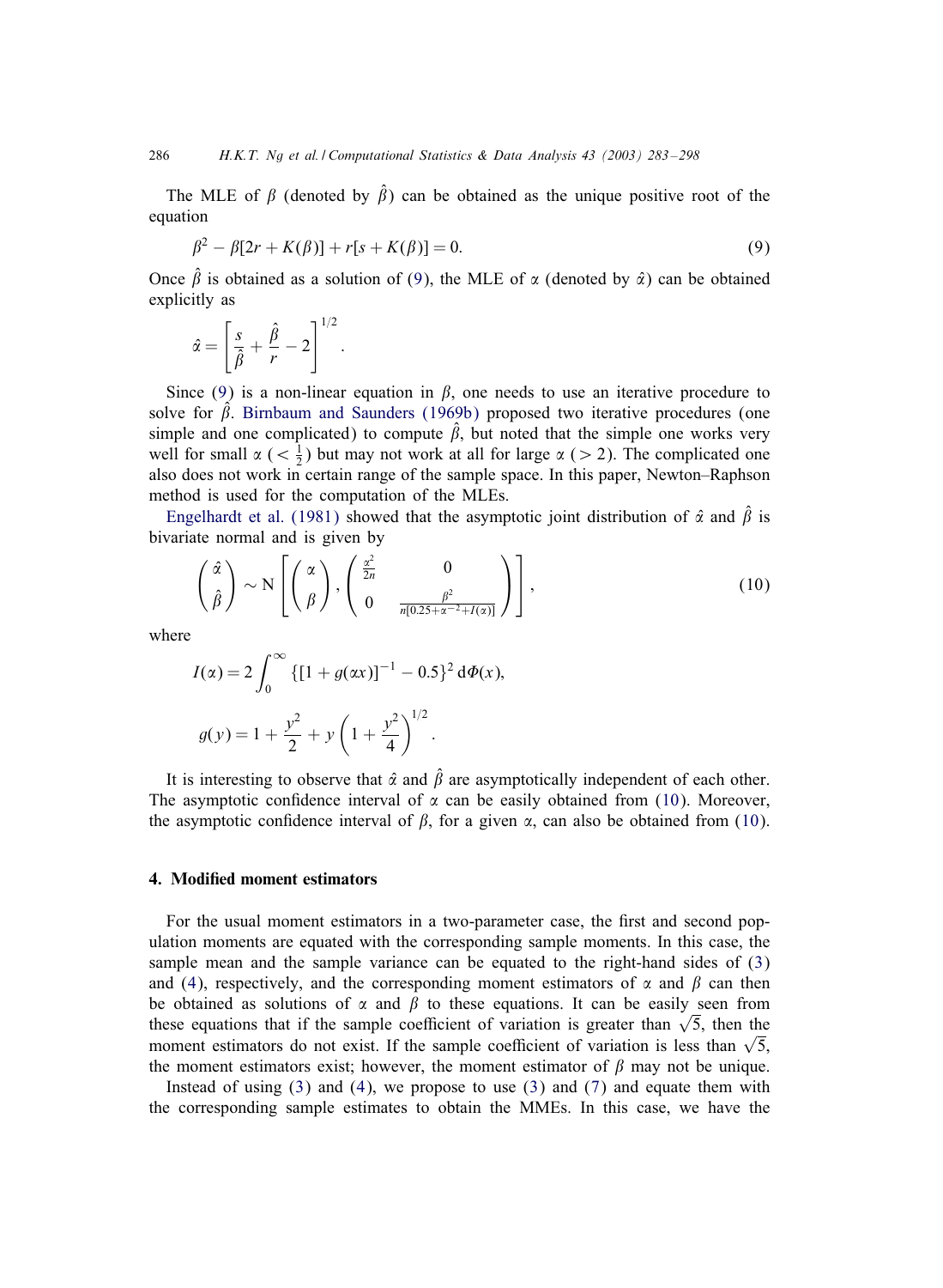The MLE of $\beta$ (denoted by $\hat{\beta}$) can be obtained as the unique positive root of the equation

$$\beta^2 - \beta[2r + K(\beta)] + r[s + K(\beta)] = 0. \tag{9}$$

Once $\hat{\beta}$ is obtained as a solution of (9), the MLE of $\alpha$ (denoted by $\hat{\alpha}$) can be obtained explicitly as

$$\hat{\alpha} = \left[\frac{s}{\hat{\beta}} + \frac{\hat{\beta}}{r} - 2\right]^{1/2}.$$

Since (9) is a non-linear equation in $\beta$, one needs to use an iterative procedure to solve for $\hat{\beta}$. Birnbaum and Saunders (1969b) proposed two iterative procedures (one simple and one complicated) to compute $\hat{\beta}$, but noted that the simple one works very well for small $\alpha$ ($< \frac{1}{2}$) but may not work at all for large $\alpha$ ($> 2$). The complicated one also does not work in certain range of the sample space. In this paper, Newton–Raphson method is used for the computation of the MLEs.

Engelhardt et al. (1981) showed that the asymptotic joint distribution of $\hat{\alpha}$ and $\hat{\beta}$ is bivariate normal and is given by

$$\begin{pmatrix} \hat{\alpha} \\ \hat{\beta} \end{pmatrix} \sim \mathrm{N}\left[\begin{pmatrix} \alpha \\ \beta \end{pmatrix}, \begin{pmatrix} \frac{\alpha^2}{2n} & 0 \\ 0 & \frac{\beta^2}{n[0.25 + \alpha^{-2} + I(\alpha)]} \end{pmatrix}\right], \tag{10}$$

where

$$I(\alpha) = 2\int_0^\infty \{[1 + g(\alpha x)]^{-1} - 0.5\}^2 \, \mathrm{d}\Phi(x),$$

$$g(y) = 1 + \frac{y^2}{2} + y\left(1 + \frac{y^2}{4}\right)^{1/2}.$$

It is interesting to observe that $\hat{\alpha}$ and $\hat{\beta}$ are asymptotically independent of each other. The asymptotic confidence interval of $\alpha$ can be easily obtained from (10). Moreover, the asymptotic confidence interval of $\beta$, for a given $\alpha$, can also be obtained from (10).

## 4. Modified moment estimators

For the usual moment estimators in a two-parameter case, the first and second population moments are equated with the corresponding sample moments. In this case, the sample mean and the sample variance can be equated to the right-hand sides of (3) and (4), respectively, and the corresponding moment estimators of $\alpha$ and $\beta$ can then be obtained as solutions of $\alpha$ and $\beta$ to these equations. It can be easily seen from these equations that if the sample coefficient of variation is greater than $\sqrt{5}$, then the moment estimators do not exist. If the sample coefficient of variation is less than $\sqrt{5}$, the moment estimators exist; however, the moment estimator of $\beta$ may not be unique.

Instead of using (3) and (4), we propose to use (3) and (7) and equate them with the corresponding sample estimates to obtain the MMEs. In this case, we have the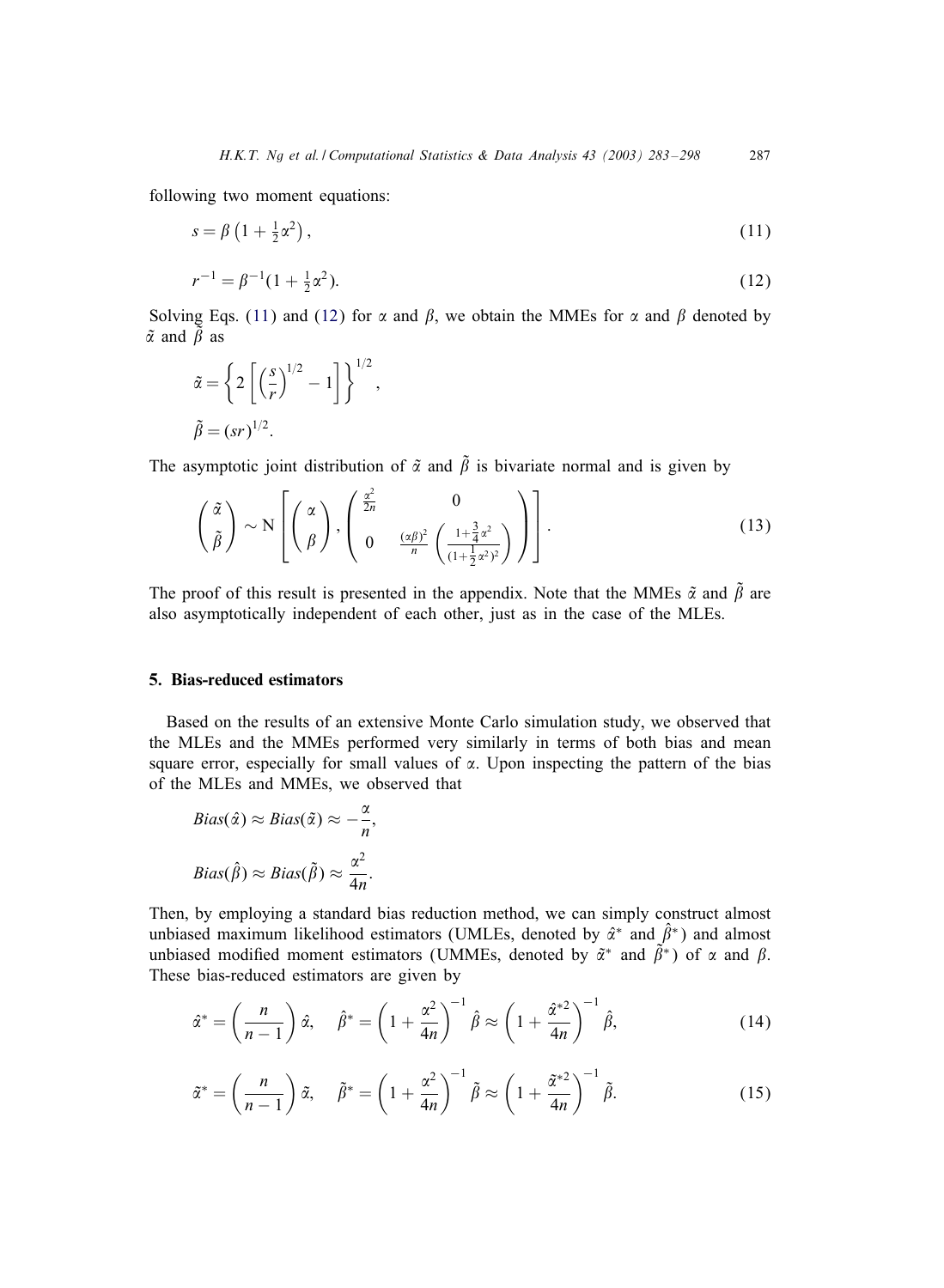following two moment equations:

$$s = \beta\left(1 + \tfrac{1}{2}\alpha^2\right), \tag{11}$$

$$r^{-1} = \beta^{-1}(1 + \tfrac{1}{2}\alpha^2). \tag{12}$$

Solving Eqs. (11) and (12) for $\alpha$ and $\beta$, we obtain the MMEs for $\alpha$ and $\beta$ denoted by $\tilde{\alpha}$ and $\tilde{\beta}$ as

$$\tilde{\alpha} = \left\{ 2\left[ \left(\frac{s}{r}\right)^{1/2} - 1 \right] \right\}^{1/2},$$

$$\tilde{\beta} = (sr)^{1/2}.$$

The asymptotic joint distribution of $\tilde{\alpha}$ and $\tilde{\beta}$ is bivariate normal and is given by

$$\begin{pmatrix} \tilde{\alpha} \\ \tilde{\beta} \end{pmatrix} \sim \mathrm{N}\left[ \begin{pmatrix} \alpha \\ \beta \end{pmatrix}, \begin{pmatrix} \frac{\alpha^2}{2n} & 0 \\ 0 & \frac{(\alpha\beta)^2}{n}\left( \frac{1+\frac{3}{4}\alpha^2}{(1+\frac{1}{2}\alpha^2)^2} \right) \end{pmatrix} \right]. \tag{13}$$

The proof of this result is presented in the appendix. Note that the MMEs $\tilde{\alpha}$ and $\tilde{\beta}$ are also asymptotically independent of each other, just as in the case of the MLEs.

## 5. Bias-reduced estimators

Based on the results of an extensive Monte Carlo simulation study, we observed that the MLEs and the MMEs performed very similarly in terms of both bias and mean square error, especially for small values of $\alpha$. Upon inspecting the pattern of the bias of the MLEs and MMEs, we observed that

$$Bias(\hat{\alpha}) \approx Bias(\tilde{\alpha}) \approx -\frac{\alpha}{n},$$

$$Bias(\hat{\beta}) \approx Bias(\tilde{\beta}) \approx \frac{\alpha^2}{4n}.$$

Then, by employing a standard bias reduction method, we can simply construct almost unbiased maximum likelihood estimators (UMLEs, denoted by $\hat{\alpha}^*$ and $\hat{\beta}^*$) and almost unbiased modified moment estimators (UMMEs, denoted by $\tilde{\alpha}^*$ and $\tilde{\beta}^*$) of $\alpha$ and $\beta$. These bias-reduced estimators are given by

$$\hat{\alpha}^* = \left(\frac{n}{n-1}\right)\hat{\alpha}, \quad \hat{\beta}^* = \left(1 + \frac{\alpha^2}{4n}\right)^{-1}\hat{\beta} \approx \left(1 + \frac{\hat{\alpha}^{*2}}{4n}\right)^{-1}\hat{\beta}, \tag{14}$$

$$\tilde{\alpha}^* = \left(\frac{n}{n-1}\right)\tilde{\alpha}, \quad \tilde{\beta}^* = \left(1 + \frac{\alpha^2}{4n}\right)^{-1}\tilde{\beta} \approx \left(1 + \frac{\tilde{\alpha}^{*2}}{4n}\right)^{-1}\tilde{\beta}. \tag{15}$$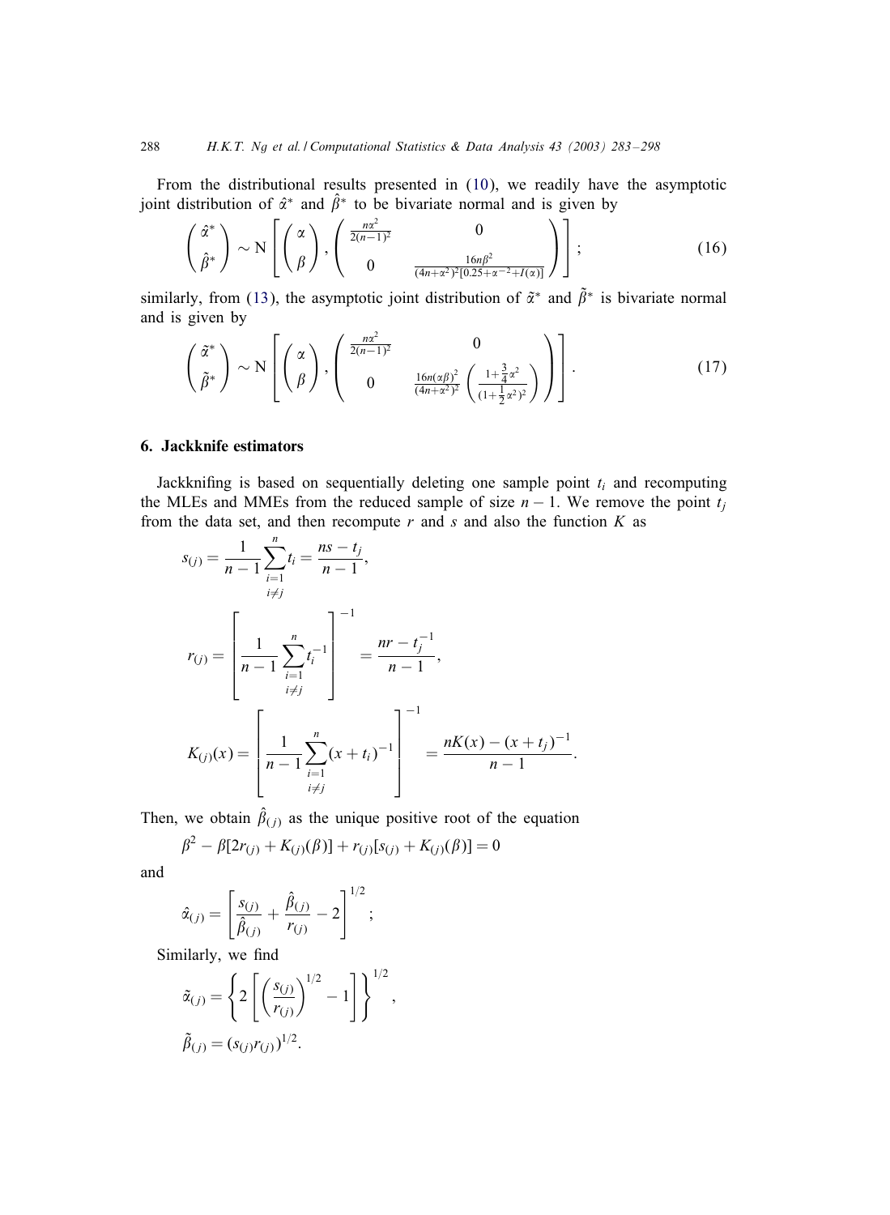From the distributional results presented in (10), we readily have the asymptotic joint distribution of $\hat{\alpha}^*$ and $\hat{\beta}^*$ to be bivariate normal and is given by

$$\begin{pmatrix} \hat{\alpha}^* \\ \hat{\beta}^* \end{pmatrix} \sim \mathrm{N}\left[ \begin{pmatrix} \alpha \\ \beta \end{pmatrix}, \begin{pmatrix} \frac{n\alpha^2}{2(n-1)^2} & 0 \\ 0 & \frac{16n\beta^2}{(4n+\alpha^2)^2[0.25+\alpha^{-2}+I(\alpha)]} \end{pmatrix} \right]; \tag{16}$$

similarly, from (13), the asymptotic joint distribution of $\tilde{\alpha}^*$ and $\tilde{\beta}^*$ is bivariate normal and is given by

$$\begin{pmatrix} \tilde{\alpha}^* \\ \tilde{\beta}^* \end{pmatrix} \sim \mathrm{N}\left[ \begin{pmatrix} \alpha \\ \beta \end{pmatrix}, \begin{pmatrix} \frac{n\alpha^2}{2(n-1)^2} & 0 \\ 0 & \frac{16n(\alpha\beta)^2}{(4n+\alpha^2)^2} \left( \frac{1+\frac{3}{4}\alpha^2}{(1+\frac{1}{2}\alpha^2)^2} \right) \end{pmatrix} \right]. \tag{17}$$

## 6. Jackknife estimators

Jackknifing is based on sequentially deleting one sample point $t_i$ and recomputing the MLEs and MMEs from the reduced sample of size $n-1$. We remove the point $t_j$ from the data set, and then recompute $r$ and $s$ and also the function $K$ as

$$s_{(j)} = \frac{1}{n-1} \sum_{\substack{i=1 \\ i \neq j}}^{n} t_i = \frac{ns - t_j}{n-1},$$

$$r_{(j)} = \left[ \frac{1}{n-1} \sum_{\substack{i=1 \\ i \neq j}}^{n} t_i^{-1} \right]^{-1} = \frac{nr - t_j^{-1}}{n-1},$$

$$K_{(j)}(x) = \left[ \frac{1}{n-1} \sum_{\substack{i=1 \\ i \neq j}}^{n} (x+t_i)^{-1} \right]^{-1} = \frac{nK(x) - (x+t_j)^{-1}}{n-1}.$$

Then, we obtain $\hat{\beta}_{(j)}$ as the unique positive root of the equation

$$\beta^2 - \beta[2r_{(j)} + K_{(j)}(\beta)] + r_{(j)}[s_{(j)} + K_{(j)}(\beta)] = 0$$

and

$$\hat{\alpha}_{(j)} = \left[ \frac{s_{(j)}}{\hat{\beta}_{(j)}} + \frac{\hat{\beta}_{(j)}}{r_{(j)}} - 2 \right]^{1/2};$$

Similarly, we find

$$\tilde{\alpha}_{(j)} = \left\{ 2\left[ \left( \frac{s_{(j)}}{r_{(j)}} \right)^{1/2} - 1 \right] \right\}^{1/2},$$

$$\tilde{\beta}_{(j)} = (s_{(j)} r_{(j)})^{1/2}.$$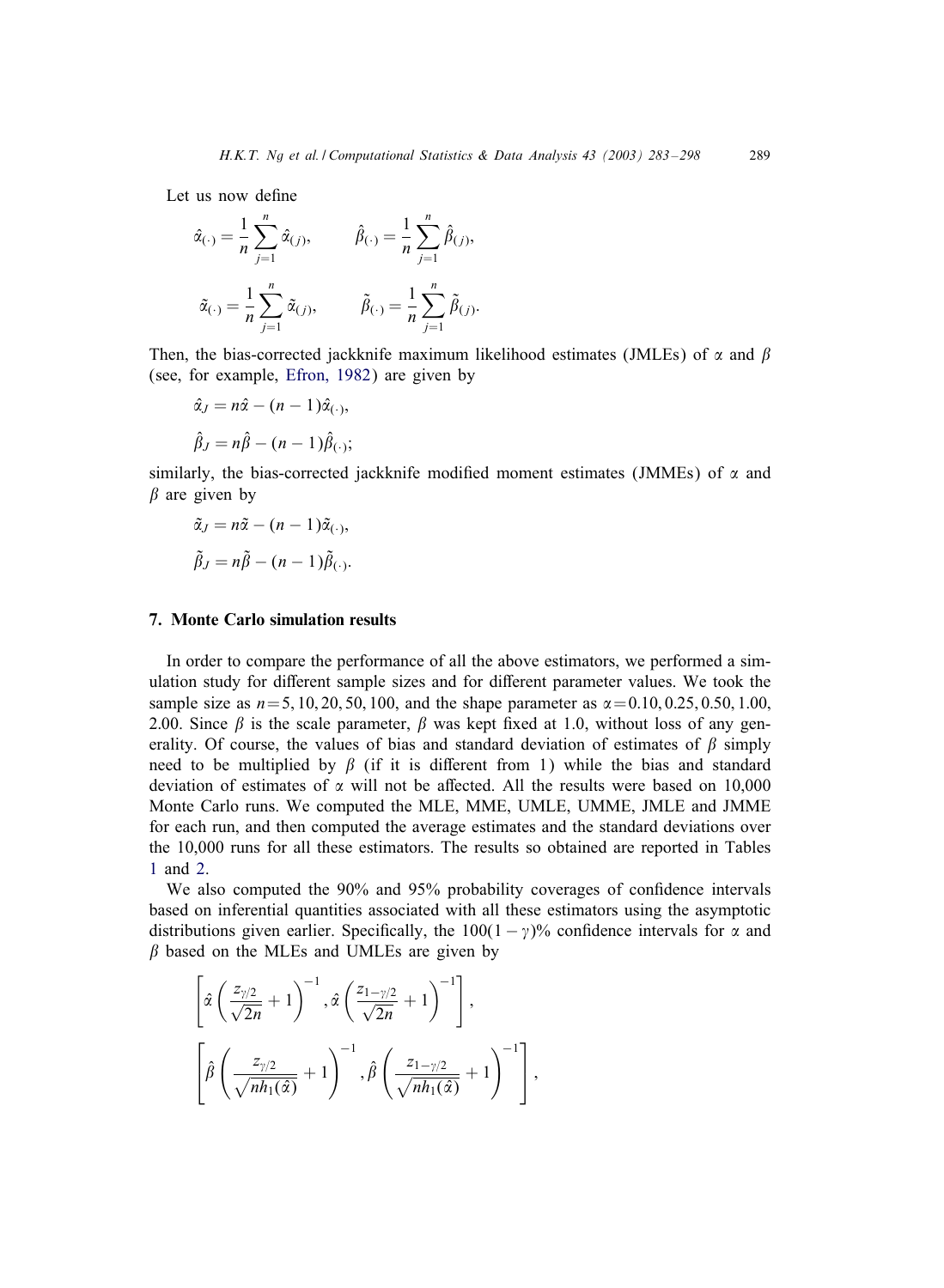Let us now define

$$\hat{\alpha}_{(\cdot)} = \frac{1}{n}\sum_{j=1}^{n}\hat{\alpha}_{(j)}, \qquad \hat{\beta}_{(\cdot)} = \frac{1}{n}\sum_{j=1}^{n}\hat{\beta}_{(j)},$$

$$\tilde{\alpha}_{(\cdot)} = \frac{1}{n}\sum_{j=1}^{n}\tilde{\alpha}_{(j)}, \qquad \tilde{\beta}_{(\cdot)} = \frac{1}{n}\sum_{j=1}^{n}\tilde{\beta}_{(j)}.$$

Then, the bias-corrected jackknife maximum likelihood estimates (JMLEs) of $\alpha$ and $\beta$ (see, for example, Efron, 1982) are given by

$$\hat{\alpha}_J = n\hat{\alpha} - (n-1)\hat{\alpha}_{(\cdot)},$$

$$\hat{\beta}_J = n\hat{\beta} - (n-1)\hat{\beta}_{(\cdot)};$$

similarly, the bias-corrected jackknife modified moment estimates (JMMEs) of $\alpha$ and $\beta$ are given by

$$\tilde{\alpha}_J = n\tilde{\alpha} - (n-1)\tilde{\alpha}_{(\cdot)},$$

$$\tilde{\beta}_J = n\tilde{\beta} - (n-1)\tilde{\beta}_{(\cdot)}.$$

## 7. Monte Carlo simulation results

In order to compare the performance of all the above estimators, we performed a simulation study for different sample sizes and for different parameter values. We took the sample size as $n = 5, 10, 20, 50, 100$, and the shape parameter as $\alpha = 0.10, 0.25, 0.50, 1.00, 2.00$. Since $\beta$ is the scale parameter, $\beta$ was kept fixed at 1.0, without loss of any generality. Of course, the values of bias and standard deviation of estimates of $\beta$ simply need to be multiplied by $\beta$ (if it is different from 1) while the bias and standard deviation of estimates of $\alpha$ will not be affected. All the results were based on 10,000 Monte Carlo runs. We computed the MLE, MME, UMLE, UMME, JMLE and JMME for each run, and then computed the average estimates and the standard deviations over the 10,000 runs for all these estimators. The results so obtained are reported in Tables 1 and 2.

We also computed the 90% and 95% probability coverages of confidence intervals based on inferential quantities associated with all these estimators using the asymptotic distributions given earlier. Specifically, the $100(1-\gamma)\%$ confidence intervals for $\alpha$ and $\beta$ based on the MLEs and UMLEs are given by

$$\left[\hat{\alpha}\left(\frac{z_{\gamma/2}}{\sqrt{2n}}+1\right)^{-1}, \hat{\alpha}\left(\frac{z_{1-\gamma/2}}{\sqrt{2n}}+1\right)^{-1}\right],$$

$$\left[\hat{\beta}\left(\frac{z_{\gamma/2}}{\sqrt{nh_1(\hat{\alpha})}}+1\right)^{-1}, \hat{\beta}\left(\frac{z_{1-\gamma/2}}{\sqrt{nh_1(\hat{\alpha})}}+1\right)^{-1}\right],$$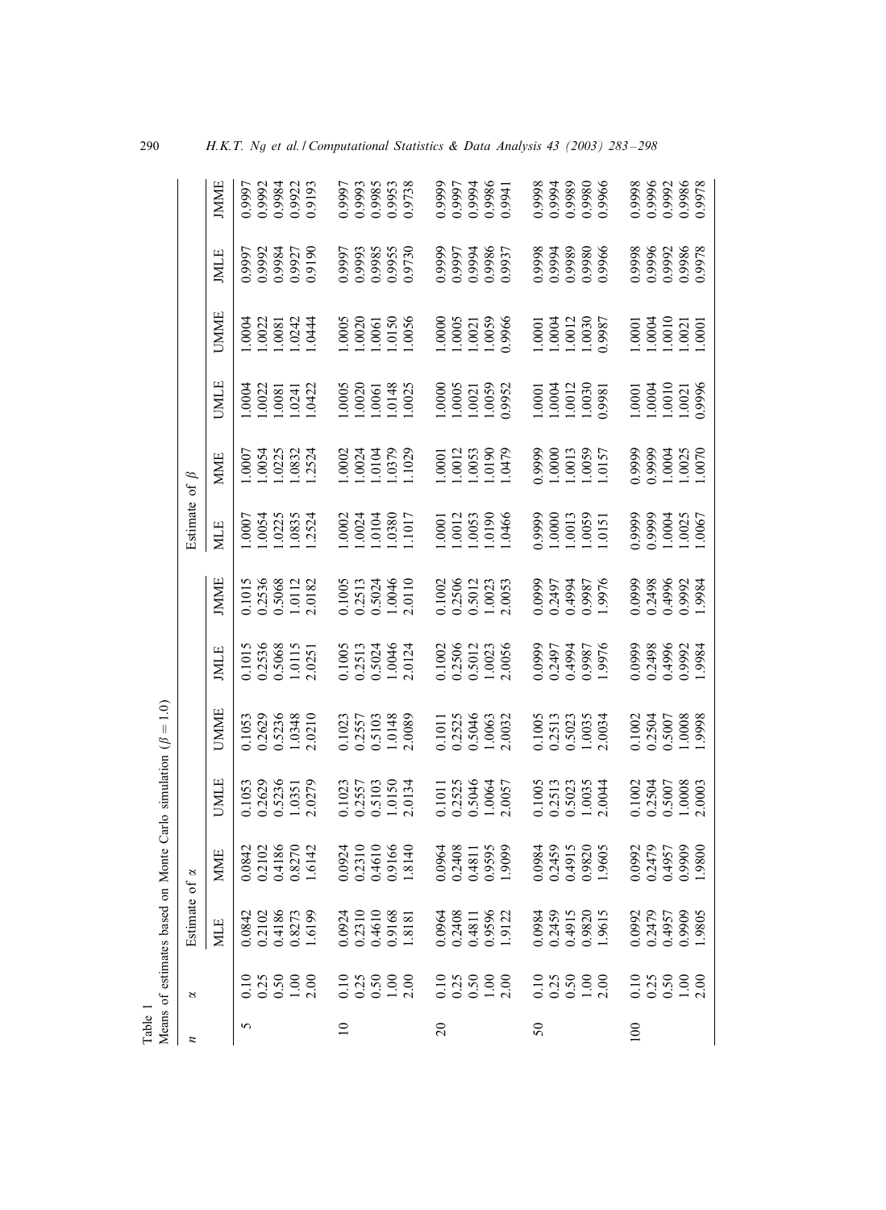Table 1
Means of estimates based on Monte Carlo simulation ($\beta = 1.0$)

| $n$ | $\alpha$ | Estimate of $\alpha$ | | | | | | Estimate of $\beta$ | | | | | |
|---|---|---|---|---|---|---|---|---|---|---|---|---|---|
| | | MLE | MME | UMLE | UMME | JMLE | JMME | MLE | MME | UMLE | UMME | JMLE | JMME |
| 5 | 0.10 | 0.0842 | 0.0842 | 0.1053 | 0.1053 | 0.1015 | 0.1015 | 1.0007 | 1.0007 | 1.0004 | 1.0004 | 0.9997 | 0.9997 |
| | 0.25 | 0.2102 | 0.2102 | 0.2629 | 0.2629 | 0.2536 | 0.2536 | 1.0054 | 1.0054 | 1.0022 | 1.0022 | 0.9992 | 0.9992 |
| | 0.50 | 0.4186 | 0.4186 | 0.5236 | 0.5236 | 0.5068 | 0.5068 | 1.0225 | 1.0225 | 1.0081 | 1.0081 | 0.9984 | 0.9984 |
| | 1.00 | 0.8273 | 0.8270 | 1.0351 | 1.0348 | 1.0115 | 1.0112 | 1.0835 | 1.0832 | 1.0241 | 1.0242 | 0.9927 | 0.9922 |
| | 2.00 | 1.6199 | 1.6142 | 2.0279 | 2.0210 | 2.0251 | 2.0182 | 1.2524 | 1.2524 | 1.0422 | 1.0444 | 0.9190 | 0.9193 |
| 10 | 0.10 | 0.0924 | 0.0924 | 0.1023 | 0.1023 | 0.1005 | 0.1005 | 1.0002 | 1.0002 | 1.0005 | 1.0005 | 0.9997 | 0.9997 |
| | 0.25 | 0.2310 | 0.2310 | 0.2557 | 0.2557 | 0.2513 | 0.2513 | 1.0024 | 1.0024 | 1.0020 | 1.0020 | 0.9993 | 0.9993 |
| | 0.50 | 0.4610 | 0.4610 | 0.5103 | 0.5103 | 0.5024 | 0.5024 | 1.0104 | 1.0104 | 1.0061 | 1.0061 | 0.9985 | 0.9985 |
| | 1.00 | 0.9168 | 0.9166 | 1.0150 | 1.0148 | 1.0046 | 1.0046 | 1.0380 | 1.0379 | 1.0148 | 1.0150 | 0.9955 | 0.9953 |
| | 2.00 | 1.8181 | 1.8140 | 2.0134 | 2.0089 | 2.0124 | 2.0110 | 1.1017 | 1.1029 | 1.0025 | 1.0056 | 0.9730 | 0.9738 |
| 20 | 0.10 | 0.0964 | 0.0964 | 0.1011 | 0.1011 | 0.1002 | 0.1002 | 1.0001 | 1.0001 | 1.0000 | 1.0000 | 0.9999 | 0.9999 |
| | 0.25 | 0.2408 | 0.2408 | 0.2525 | 0.2525 | 0.2506 | 0.2506 | 1.0012 | 1.0012 | 1.0005 | 1.0005 | 0.9997 | 0.9997 |
| | 0.50 | 0.4811 | 0.4811 | 0.5046 | 0.5046 | 0.5012 | 0.5012 | 1.0053 | 1.0053 | 1.0021 | 1.0021 | 0.9994 | 0.9994 |
| | 1.00 | 0.9596 | 0.9595 | 1.0064 | 1.0063 | 1.0023 | 1.0023 | 1.0190 | 1.0190 | 1.0059 | 1.0059 | 0.9986 | 0.9986 |
| | 2.00 | 1.9122 | 1.9099 | 2.0057 | 2.0032 | 2.0056 | 2.0053 | 1.0466 | 1.0479 | 0.9952 | 0.9966 | 0.9937 | 0.9941 |
| 50 | 0.10 | 0.0984 | 0.0984 | 0.1005 | 0.1005 | 0.0999 | 0.0999 | 0.9999 | 0.9999 | 1.0001 | 1.0001 | 0.9998 | 0.9998 |
| | 0.25 | 0.2459 | 0.2459 | 0.2513 | 0.2513 | 0.2497 | 0.2497 | 1.0000 | 1.0000 | 1.0004 | 1.0004 | 0.9994 | 0.9994 |
| | 0.50 | 0.4915 | 0.4915 | 0.5023 | 0.5023 | 0.4994 | 0.4994 | 1.0013 | 1.0013 | 1.0012 | 1.0012 | 0.9989 | 0.9989 |
| | 1.00 | 0.9820 | 0.9820 | 1.0035 | 1.0035 | 0.9987 | 0.9987 | 1.0059 | 1.0059 | 1.0030 | 1.0030 | 0.9980 | 0.9980 |
| | 2.00 | 1.9615 | 1.9605 | 2.0044 | 2.0034 | 1.9976 | 1.9976 | 1.0151 | 1.0157 | 0.9981 | 0.9987 | 0.9966 | 0.9966 |
| 100 | 0.10 | 0.0992 | 0.0992 | 0.1002 | 0.1002 | 0.0999 | 0.0999 | 0.9999 | 0.9999 | 1.0001 | 1.0001 | 0.9998 | 0.9998 |
| | 0.25 | 0.2479 | 0.2479 | 0.2504 | 0.2504 | 0.2498 | 0.2498 | 0.9999 | 0.9999 | 1.0004 | 1.0004 | 0.9996 | 0.9996 |
| | 0.50 | 0.4957 | 0.4957 | 0.5007 | 0.5007 | 0.4996 | 0.4996 | 1.0004 | 1.0004 | 1.0010 | 1.0010 | 0.9992 | 0.9992 |
| | 1.00 | 0.9909 | 0.9909 | 1.0008 | 1.0008 | 0.9992 | 0.9992 | 1.0025 | 1.0025 | 1.0021 | 1.0021 | 0.9986 | 0.9986 |
| | 2.00 | 1.9805 | 1.9800 | 2.0003 | 1.9998 | 1.9984 | 1.9984 | 1.0067 | 1.0070 | 0.9996 | 1.0001 | 0.9978 | 0.9978 |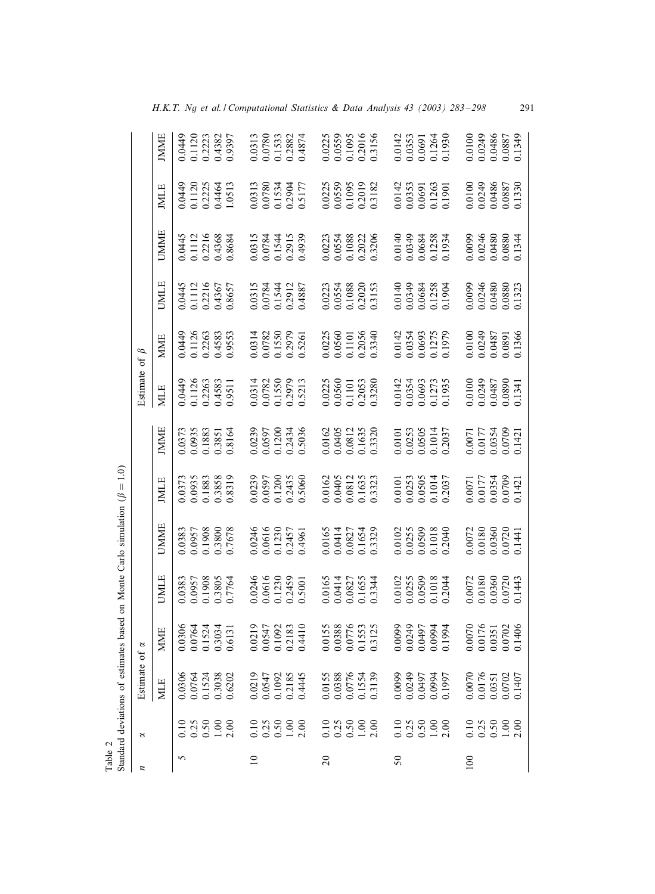Table 2
Standard deviations of estimates based on Monte Carlo simulation ($\beta = 1.0$)

| $n$ | $\alpha$ | Estimate of $\alpha$ | | | | | | Estimate of $\beta$ | | | | | |
|---|---|---|---|---|---|---|---|---|---|---|---|---|---|
| | | MLE | MME | UMLE | UMME | JMLE | JMME | MLE | MME | UMLE | UMME | JMLE | JMME |
| 5 | 0.10 | 0.0306 | 0.0306 | 0.0383 | 0.0383 | 0.0373 | 0.0373 | 0.0449 | 0.0449 | 0.0445 | 0.0445 | 0.0449 | 0.0449 |
| | 0.25 | 0.0764 | 0.0764 | 0.0957 | 0.0957 | 0.0935 | 0.0935 | 0.1126 | 0.1126 | 0.1112 | 0.1112 | 0.1120 | 0.1120 |
| | 0.50 | 0.1524 | 0.1524 | 0.1908 | 0.1908 | 0.1883 | 0.1883 | 0.2263 | 0.2263 | 0.2216 | 0.2216 | 0.2225 | 0.2223 |
| | 1.00 | 0.3038 | 0.3034 | 0.3805 | 0.3800 | 0.3858 | 0.3851 | 0.4583 | 0.4583 | 0.4367 | 0.4368 | 0.4464 | 0.4382 |
| | 2.00 | 0.6202 | 0.6131 | 0.7764 | 0.7678 | 0.8319 | 0.8164 | 0.9511 | 0.9553 | 0.8657 | 0.8684 | 1.0513 | 0.9397 |
| 10 | 0.10 | 0.0219 | 0.0219 | 0.0246 | 0.0246 | 0.0239 | 0.0239 | 0.0314 | 0.0314 | 0.0315 | 0.0315 | 0.0313 | 0.0313 |
| | 0.25 | 0.0547 | 0.0547 | 0.0616 | 0.0616 | 0.0597 | 0.0597 | 0.0782 | 0.0782 | 0.0784 | 0.0784 | 0.0780 | 0.0780 |
| | 0.50 | 0.1092 | 0.1092 | 0.1230 | 0.1230 | 0.1200 | 0.1200 | 0.1550 | 0.1550 | 0.1544 | 0.1544 | 0.1534 | 0.1533 |
| | 1.00 | 0.2185 | 0.2183 | 0.2459 | 0.2457 | 0.2435 | 0.2434 | 0.2979 | 0.2979 | 0.2912 | 0.2915 | 0.2904 | 0.2882 |
| | 2.00 | 0.4445 | 0.4410 | 0.5001 | 0.4961 | 0.5060 | 0.5036 | 0.5213 | 0.5261 | 0.4887 | 0.4939 | 0.5177 | 0.4874 |
| 20 | 0.10 | 0.0155 | 0.0155 | 0.0165 | 0.0165 | 0.0162 | 0.0162 | 0.0225 | 0.0225 | 0.0223 | 0.0223 | 0.0225 | 0.0225 |
| | 0.25 | 0.0388 | 0.0388 | 0.0414 | 0.0414 | 0.0405 | 0.0405 | 0.0560 | 0.0560 | 0.0554 | 0.0554 | 0.0559 | 0.0559 |
| | 0.50 | 0.0776 | 0.0776 | 0.0827 | 0.0827 | 0.0812 | 0.0812 | 0.1101 | 0.1101 | 0.1088 | 0.1088 | 0.1095 | 0.1095 |
| | 1.00 | 0.1554 | 0.1553 | 0.1655 | 0.1654 | 0.1635 | 0.1635 | 0.2053 | 0.2056 | 0.2020 | 0.2022 | 0.2019 | 0.2016 |
| | 2.00 | 0.3139 | 0.3125 | 0.3344 | 0.3329 | 0.3323 | 0.3320 | 0.3280 | 0.3340 | 0.3153 | 0.3206 | 0.3182 | 0.3156 |
| 50 | 0.10 | 0.0099 | 0.0099 | 0.0102 | 0.0102 | 0.0101 | 0.0101 | 0.0142 | 0.0142 | 0.0140 | 0.0140 | 0.0142 | 0.0142 |
| | 0.25 | 0.0249 | 0.0249 | 0.0255 | 0.0255 | 0.0253 | 0.0253 | 0.0354 | 0.0354 | 0.0349 | 0.0349 | 0.0353 | 0.0353 |
| | 0.50 | 0.0497 | 0.0497 | 0.0509 | 0.0509 | 0.0505 | 0.0505 | 0.0693 | 0.0693 | 0.0684 | 0.0684 | 0.0691 | 0.0691 |
| | 1.00 | 0.0994 | 0.0994 | 0.1018 | 0.1018 | 0.1014 | 0.1014 | 0.1273 | 0.1275 | 0.1258 | 0.1258 | 0.1263 | 0.1264 |
| | 2.00 | 0.1997 | 0.1994 | 0.2044 | 0.2040 | 0.2037 | 0.2037 | 0.1935 | 0.1979 | 0.1904 | 0.1934 | 0.1901 | 0.1930 |
| 100 | 0.10 | 0.0070 | 0.0070 | 0.0072 | 0.0072 | 0.0071 | 0.0071 | 0.0100 | 0.0100 | 0.0099 | 0.0099 | 0.0100 | 0.0100 |
| | 0.25 | 0.0176 | 0.0176 | 0.0180 | 0.0180 | 0.0177 | 0.0177 | 0.0249 | 0.0249 | 0.0246 | 0.0246 | 0.0249 | 0.0249 |
| | 0.50 | 0.0351 | 0.0351 | 0.0360 | 0.0360 | 0.0354 | 0.0354 | 0.0487 | 0.0487 | 0.0480 | 0.0480 | 0.0486 | 0.0486 |
| | 1.00 | 0.0702 | 0.0702 | 0.0720 | 0.0720 | 0.0709 | 0.0709 | 0.0890 | 0.0891 | 0.0880 | 0.0880 | 0.0887 | 0.0887 |
| | 2.00 | 0.1407 | 0.1406 | 0.1443 | 0.1441 | 0.1421 | 0.1421 | 0.1341 | 0.1366 | 0.1323 | 0.1344 | 0.1330 | 0.1349 |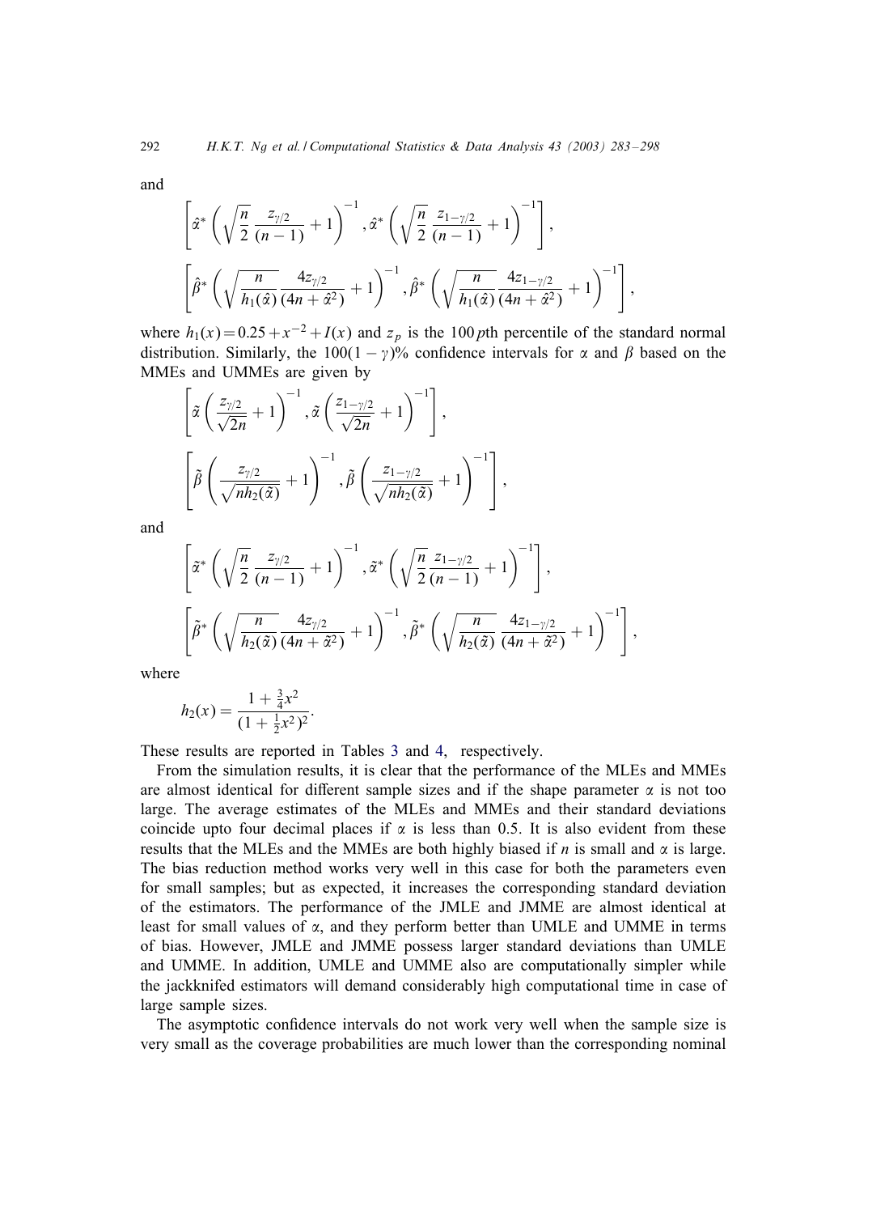and

$$\left[\hat{\alpha}^* \left(\sqrt{\frac{n}{2}}\,\frac{z_{\gamma/2}}{(n-1)} + 1\right)^{-1}, \hat{\alpha}^* \left(\sqrt{\frac{n}{2}}\,\frac{z_{1-\gamma/2}}{(n-1)} + 1\right)^{-1}\right],$$

$$\left[\hat{\beta}^* \left(\sqrt{\frac{n}{h_1(\hat{\alpha})}}\,\frac{4z_{\gamma/2}}{(4n+\hat{\alpha}^2)} + 1\right)^{-1}, \hat{\beta}^* \left(\sqrt{\frac{n}{h_1(\hat{\alpha})}}\,\frac{4z_{1-\gamma/2}}{(4n+\hat{\alpha}^2)} + 1\right)^{-1}\right],$$

where $h_1(x) = 0.25 + x^{-2} + I(x)$ and $z_p$ is the 100$p$th percentile of the standard normal distribution. Similarly, the $100(1-\gamma)\%$ confidence intervals for $\alpha$ and $\beta$ based on the MMEs and UMMEs are given by

$$\left[\tilde{\alpha}\left(\frac{z_{\gamma/2}}{\sqrt{2n}} + 1\right)^{-1}, \tilde{\alpha}\left(\frac{z_{1-\gamma/2}}{\sqrt{2n}} + 1\right)^{-1}\right],$$

$$\left[\tilde{\beta}\left(\frac{z_{\gamma/2}}{\sqrt{nh_2(\tilde{\alpha})}} + 1\right)^{-1}, \tilde{\beta}\left(\frac{z_{1-\gamma/2}}{\sqrt{nh_2(\tilde{\alpha})}} + 1\right)^{-1}\right],$$

and

$$\left[\tilde{\alpha}^* \left(\sqrt{\frac{n}{2}}\,\frac{z_{\gamma/2}}{(n-1)} + 1\right)^{-1}, \tilde{\alpha}^* \left(\sqrt{\frac{n}{2}}\,\frac{z_{1-\gamma/2}}{(n-1)} + 1\right)^{-1}\right],$$

$$\left[\tilde{\beta}^* \left(\sqrt{\frac{n}{h_2(\tilde{\alpha})}}\,\frac{4z_{\gamma/2}}{(4n+\tilde{\alpha}^2)} + 1\right)^{-1}, \tilde{\beta}^* \left(\sqrt{\frac{n}{h_2(\tilde{\alpha})}}\,\frac{4z_{1-\gamma/2}}{(4n+\tilde{\alpha}^2)} + 1\right)^{-1}\right],$$

where

$$h_2(x) = \frac{1 + \frac{3}{4}x^2}{(1 + \frac{1}{2}x^2)^2}.$$

These results are reported in Tables 3 and 4, respectively.

From the simulation results, it is clear that the performance of the MLEs and MMEs are almost identical for different sample sizes and if the shape parameter $\alpha$ is not too large. The average estimates of the MLEs and MMEs and their standard deviations coincide upto four decimal places if $\alpha$ is less than 0.5. It is also evident from these results that the MLEs and the MMEs are both highly biased if $n$ is small and $\alpha$ is large. The bias reduction method works very well in this case for both the parameters even for small samples; but as expected, it increases the corresponding standard deviation of the estimators. The performance of the JMLE and JMME are almost identical at least for small values of $\alpha$, and they perform better than UMLE and UMME in terms of bias. However, JMLE and JMME possess larger standard deviations than UMLE and UMME. In addition, UMLE and UMME also are computationally simpler while the jackknifed estimators will demand considerably high computational time in case of large sample sizes.

The asymptotic confidence intervals do not work very well when the sample size is very small as the coverage probabilities are much lower than the corresponding nominal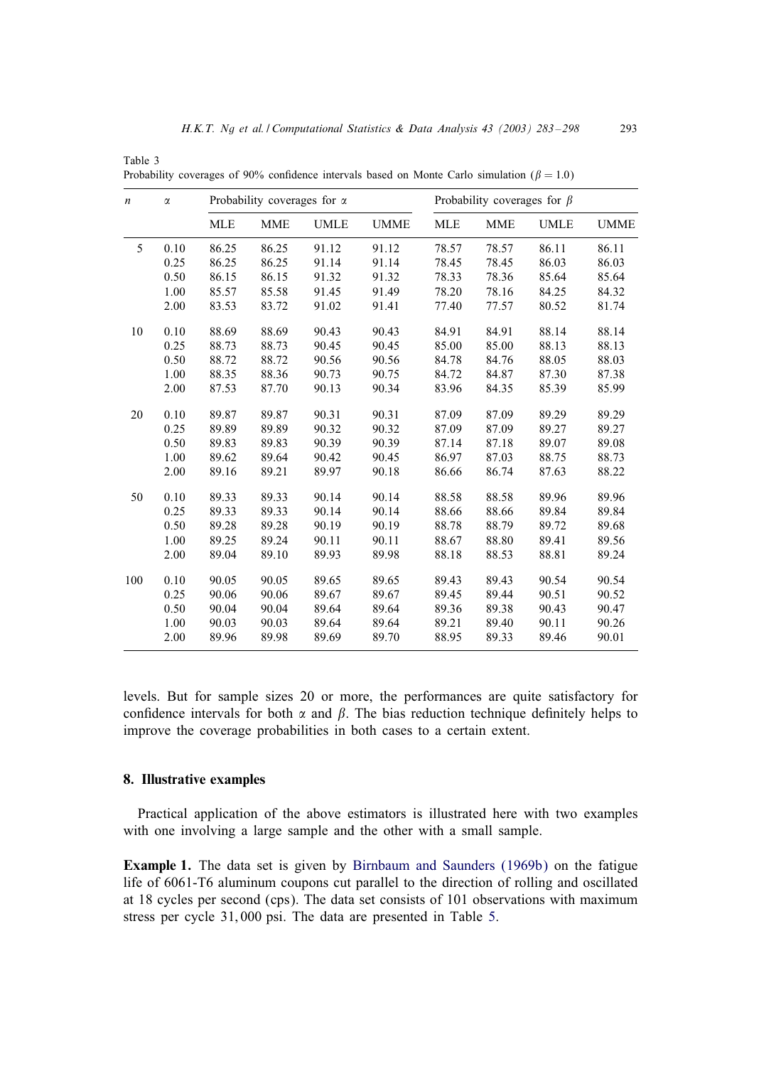Table 3
Probability coverages of 90% confidence intervals based on Monte Carlo simulation ($\beta = 1.0$)

| $n$ | $\alpha$ | Probability coverages for $\alpha$ | | | | Probability coverages for $\beta$ | | | |
|---|---|---|---|---|---|---|---|---|---|
| | | MLE | MME | UMLE | UMME | MLE | MME | UMLE | UMME |
| 5 | 0.10 | 86.25 | 86.25 | 91.12 | 91.12 | 78.57 | 78.57 | 86.11 | 86.11 |
| | 0.25 | 86.25 | 86.25 | 91.14 | 91.14 | 78.45 | 78.45 | 86.03 | 86.03 |
| | 0.50 | 86.15 | 86.15 | 91.32 | 91.32 | 78.33 | 78.36 | 85.64 | 85.64 |
| | 1.00 | 85.57 | 85.58 | 91.45 | 91.49 | 78.20 | 78.16 | 84.25 | 84.32 |
| | 2.00 | 83.53 | 83.72 | 91.02 | 91.41 | 77.40 | 77.57 | 80.52 | 81.74 |
| 10 | 0.10 | 88.69 | 88.69 | 90.43 | 90.43 | 84.91 | 84.91 | 88.14 | 88.14 |
| | 0.25 | 88.73 | 88.73 | 90.45 | 90.45 | 85.00 | 85.00 | 88.13 | 88.13 |
| | 0.50 | 88.72 | 88.72 | 90.56 | 90.56 | 84.78 | 84.76 | 88.05 | 88.03 |
| | 1.00 | 88.35 | 88.36 | 90.73 | 90.75 | 84.72 | 84.87 | 87.30 | 87.38 |
| | 2.00 | 87.53 | 87.70 | 90.13 | 90.34 | 83.96 | 84.35 | 85.39 | 85.99 |
| 20 | 0.10 | 89.87 | 89.87 | 90.31 | 90.31 | 87.09 | 87.09 | 89.29 | 89.29 |
| | 0.25 | 89.89 | 89.89 | 90.32 | 90.32 | 87.09 | 87.09 | 89.27 | 89.27 |
| | 0.50 | 89.83 | 89.83 | 90.39 | 90.39 | 87.14 | 87.18 | 89.07 | 89.08 |
| | 1.00 | 89.62 | 89.64 | 90.42 | 90.45 | 86.97 | 87.03 | 88.75 | 88.73 |
| | 2.00 | 89.16 | 89.21 | 89.97 | 90.18 | 86.66 | 86.74 | 87.63 | 88.22 |
| 50 | 0.10 | 89.33 | 89.33 | 90.14 | 90.14 | 88.58 | 88.58 | 89.96 | 89.96 |
| | 0.25 | 89.33 | 89.33 | 90.14 | 90.14 | 88.66 | 88.66 | 89.84 | 89.84 |
| | 0.50 | 89.28 | 89.28 | 90.19 | 90.19 | 88.78 | 88.79 | 89.72 | 89.68 |
| | 1.00 | 89.25 | 89.24 | 90.11 | 90.11 | 88.67 | 88.80 | 89.41 | 89.56 |
| | 2.00 | 89.04 | 89.10 | 89.93 | 89.98 | 88.18 | 88.53 | 88.81 | 89.24 |
| 100 | 0.10 | 90.05 | 90.05 | 89.65 | 89.65 | 89.43 | 89.43 | 90.54 | 90.54 |
| | 0.25 | 90.06 | 90.06 | 89.67 | 89.67 | 89.45 | 89.44 | 90.51 | 90.52 |
| | 0.50 | 90.04 | 90.04 | 89.64 | 89.64 | 89.36 | 89.38 | 90.43 | 90.47 |
| | 1.00 | 90.03 | 90.03 | 89.64 | 89.64 | 89.21 | 89.40 | 90.11 | 90.26 |
| | 2.00 | 89.96 | 89.98 | 89.69 | 89.70 | 88.95 | 89.33 | 89.46 | 90.01 |

levels. But for sample sizes 20 or more, the performances are quite satisfactory for confidence intervals for both $\alpha$ and $\beta$. The bias reduction technique definitely helps to improve the coverage probabilities in both cases to a certain extent.

## 8. Illustrative examples

Practical application of the above estimators is illustrated here with two examples with one involving a large sample and the other with a small sample.

**Example 1.** The data set is given by Birnbaum and Saunders (1969b) on the fatigue life of 6061-T6 aluminum coupons cut parallel to the direction of rolling and oscillated at 18 cycles per second (cps). The data set consists of 101 observations with maximum stress per cycle 31,000 psi. The data are presented in Table 5.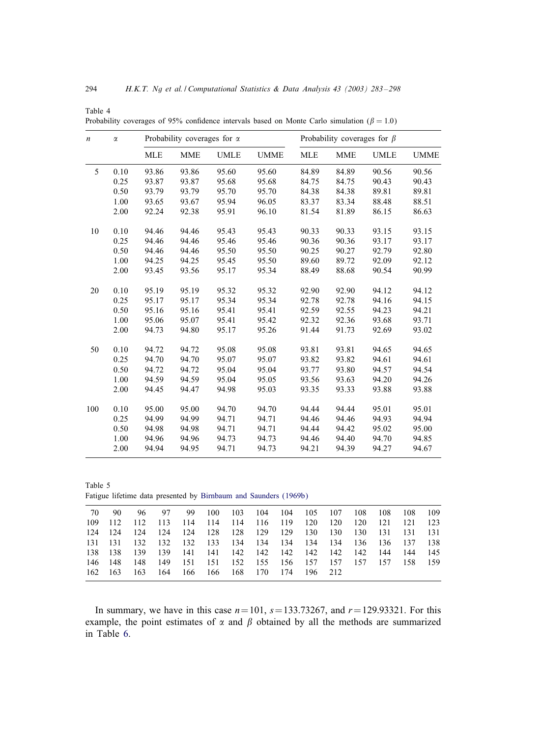Table 4
Probability coverages of 95% confidence intervals based on Monte Carlo simulation ($\beta = 1.0$)

| $n$ | $\alpha$ | Probability coverages for $\alpha$ | | | | Probability coverages for $\beta$ | | | |
|---|---|---|---|---|---|---|---|---|---|
| | | MLE | MME | UMLE | UMME | MLE | MME | UMLE | UMME |
| 5 | 0.10 | 93.86 | 93.86 | 95.60 | 95.60 | 84.89 | 84.89 | 90.56 | 90.56 |
| | 0.25 | 93.87 | 93.87 | 95.68 | 95.68 | 84.75 | 84.75 | 90.43 | 90.43 |
| | 0.50 | 93.79 | 93.79 | 95.70 | 95.70 | 84.38 | 84.38 | 89.81 | 89.81 |
| | 1.00 | 93.65 | 93.67 | 95.94 | 96.05 | 83.37 | 83.34 | 88.48 | 88.51 |
| | 2.00 | 92.24 | 92.38 | 95.91 | 96.10 | 81.54 | 81.89 | 86.15 | 86.63 |
| 10 | 0.10 | 94.46 | 94.46 | 95.43 | 95.43 | 90.33 | 90.33 | 93.15 | 93.15 |
| | 0.25 | 94.46 | 94.46 | 95.46 | 95.46 | 90.36 | 90.36 | 93.17 | 93.17 |
| | 0.50 | 94.46 | 94.46 | 95.50 | 95.50 | 90.25 | 90.27 | 92.79 | 92.80 |
| | 1.00 | 94.25 | 94.25 | 95.45 | 95.50 | 89.60 | 89.72 | 92.09 | 92.12 |
| | 2.00 | 93.45 | 93.56 | 95.17 | 95.34 | 88.49 | 88.68 | 90.54 | 90.99 |
| 20 | 0.10 | 95.19 | 95.19 | 95.32 | 95.32 | 92.90 | 92.90 | 94.12 | 94.12 |
| | 0.25 | 95.17 | 95.17 | 95.34 | 95.34 | 92.78 | 92.78 | 94.16 | 94.15 |
| | 0.50 | 95.16 | 95.16 | 95.41 | 95.41 | 92.59 | 92.55 | 94.23 | 94.21 |
| | 1.00 | 95.06 | 95.07 | 95.41 | 95.42 | 92.32 | 92.36 | 93.68 | 93.71 |
| | 2.00 | 94.73 | 94.80 | 95.17 | 95.26 | 91.44 | 91.73 | 92.69 | 93.02 |
| 50 | 0.10 | 94.72 | 94.72 | 95.08 | 95.08 | 93.81 | 93.81 | 94.65 | 94.65 |
| | 0.25 | 94.70 | 94.70 | 95.07 | 95.07 | 93.82 | 93.82 | 94.61 | 94.61 |
| | 0.50 | 94.72 | 94.72 | 95.04 | 95.04 | 93.77 | 93.80 | 94.57 | 94.54 |
| | 1.00 | 94.59 | 94.59 | 95.04 | 95.05 | 93.56 | 93.63 | 94.20 | 94.26 |
| | 2.00 | 94.45 | 94.47 | 94.98 | 95.03 | 93.35 | 93.33 | 93.88 | 93.88 |
| 100 | 0.10 | 95.00 | 95.00 | 94.70 | 94.70 | 94.44 | 94.44 | 95.01 | 95.01 |
| | 0.25 | 94.99 | 94.99 | 94.71 | 94.71 | 94.46 | 94.46 | 94.93 | 94.94 |
| | 0.50 | 94.98 | 94.98 | 94.71 | 94.71 | 94.44 | 94.42 | 95.02 | 95.00 |
| | 1.00 | 94.96 | 94.96 | 94.73 | 94.73 | 94.46 | 94.40 | 94.70 | 94.85 |
| | 2.00 | 94.94 | 94.95 | 94.71 | 94.73 | 94.21 | 94.39 | 94.27 | 94.67 |

Table 5
Fatigue lifetime data presented by Birnbaum and Saunders (1969b)

| | | | | | | | | | | | | | | |
|---|---|---|---|---|---|---|---|---|---|---|---|---|---|---|
| 70 | 90 | 96 | 97 | 99 | 100 | 103 | 104 | 104 | 105 | 107 | 108 | 108 | 108 | 109 |
| 109 | 112 | 112 | 113 | 114 | 114 | 114 | 116 | 119 | 120 | 120 | 120 | 121 | 121 | 123 |
| 124 | 124 | 124 | 124 | 124 | 128 | 128 | 129 | 129 | 130 | 130 | 130 | 131 | 131 | 131 |
| 131 | 131 | 132 | 132 | 132 | 133 | 134 | 134 | 134 | 134 | 134 | 136 | 136 | 137 | 138 |
| 138 | 138 | 139 | 139 | 141 | 141 | 142 | 142 | 142 | 142 | 142 | 142 | 144 | 144 | 145 |
| 146 | 148 | 148 | 149 | 151 | 151 | 152 | 155 | 156 | 157 | 157 | 157 | 157 | 158 | 159 |
| 162 | 163 | 163 | 164 | 166 | 166 | 168 | 170 | 174 | 196 | 212 | | | | |

In summary, we have in this case $n = 101$, $s = 133.73267$, and $r = 129.93321$. For this example, the point estimates of $\alpha$ and $\beta$ obtained by all the methods are summarized in Table 6.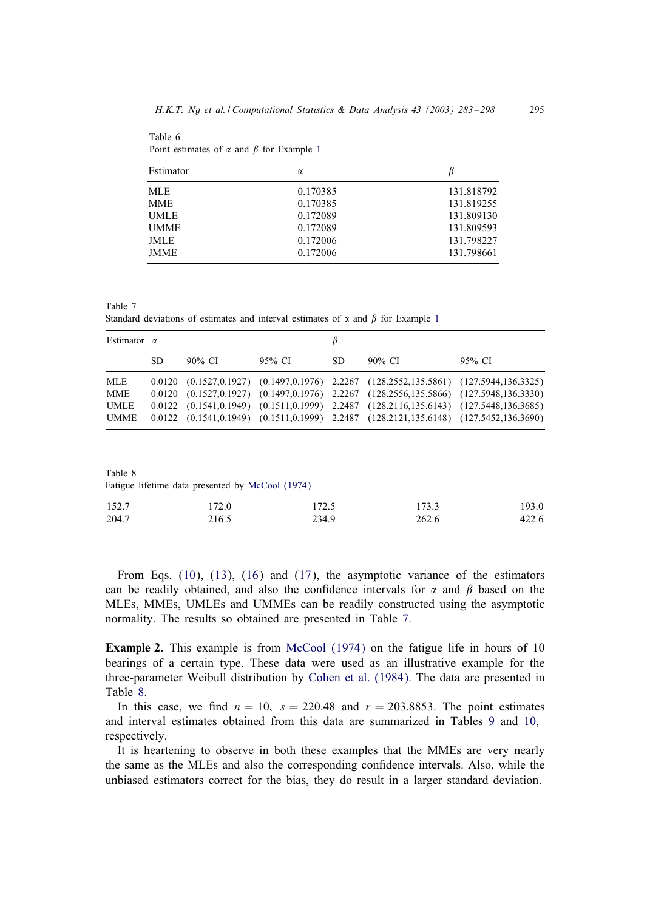Table 6
Point estimates of $\alpha$ and $\beta$ for Example 1

| Estimator | $\alpha$ | $\beta$ |
|---|---|---|
| MLE | 0.170385 | 131.818792 |
| MME | 0.170385 | 131.819255 |
| UMLE | 0.172089 | 131.809130 |
| UMME | 0.172089 | 131.809593 |
| JMLE | 0.172006 | 131.798227 |
| JMME | 0.172006 | 131.798661 |

Table 7
Standard deviations of estimates and interval estimates of $\alpha$ and $\beta$ for Example 1

| Estimator | $\alpha$ | | | $\beta$ | | |
|---|---|---|---|---|---|---|
| | SD | 90% CI | 95% CI | SD | 90% CI | 95% CI |
| MLE | 0.0120 | (0.1527,0.1927) | (0.1497,0.1976) | 2.2267 | (128.2552,135.5861) | (127.5944,136.3325) |
| MME | 0.0120 | (0.1527,0.1927) | (0.1497,0.1976) | 2.2267 | (128.2556,135.5866) | (127.5948,136.3330) |
| UMLE | 0.0122 | (0.1541,0.1949) | (0.1511,0.1999) | 2.2487 | (128.2116,135.6143) | (127.5448,136.3685) |
| UMME | 0.0122 | (0.1541,0.1949) | (0.1511,0.1999) | 2.2487 | (128.2121,135.6148) | (127.5452,136.3690) |

Table 8
Fatigue lifetime data presented by McCool (1974)

| | | | | |
|---|---|---|---|---|
| 152.7 | 172.0 | 172.5 | 173.3 | 193.0 |
| 204.7 | 216.5 | 234.9 | 262.6 | 422.6 |

From Eqs. (10), (13), (16) and (17), the asymptotic variance of the estimators can be readily obtained, and also the confidence intervals for $\alpha$ and $\beta$ based on the MLEs, MMEs, UMLEs and UMMEs can be readily constructed using the asymptotic normality. The results so obtained are presented in Table 7.

**Example 2.** This example is from McCool (1974) on the fatigue life in hours of 10 bearings of a certain type. These data were used as an illustrative example for the three-parameter Weibull distribution by Cohen et al. (1984). The data are presented in Table 8.

In this case, we find $n = 10$, $s = 220.48$ and $r = 203.8853$. The point estimates and interval estimates obtained from this data are summarized in Tables 9 and 10, respectively.

It is heartening to observe in both these examples that the MMEs are very nearly the same as the MLEs and also the corresponding confidence intervals. Also, while the unbiased estimators correct for the bias, they do result in a larger standard deviation.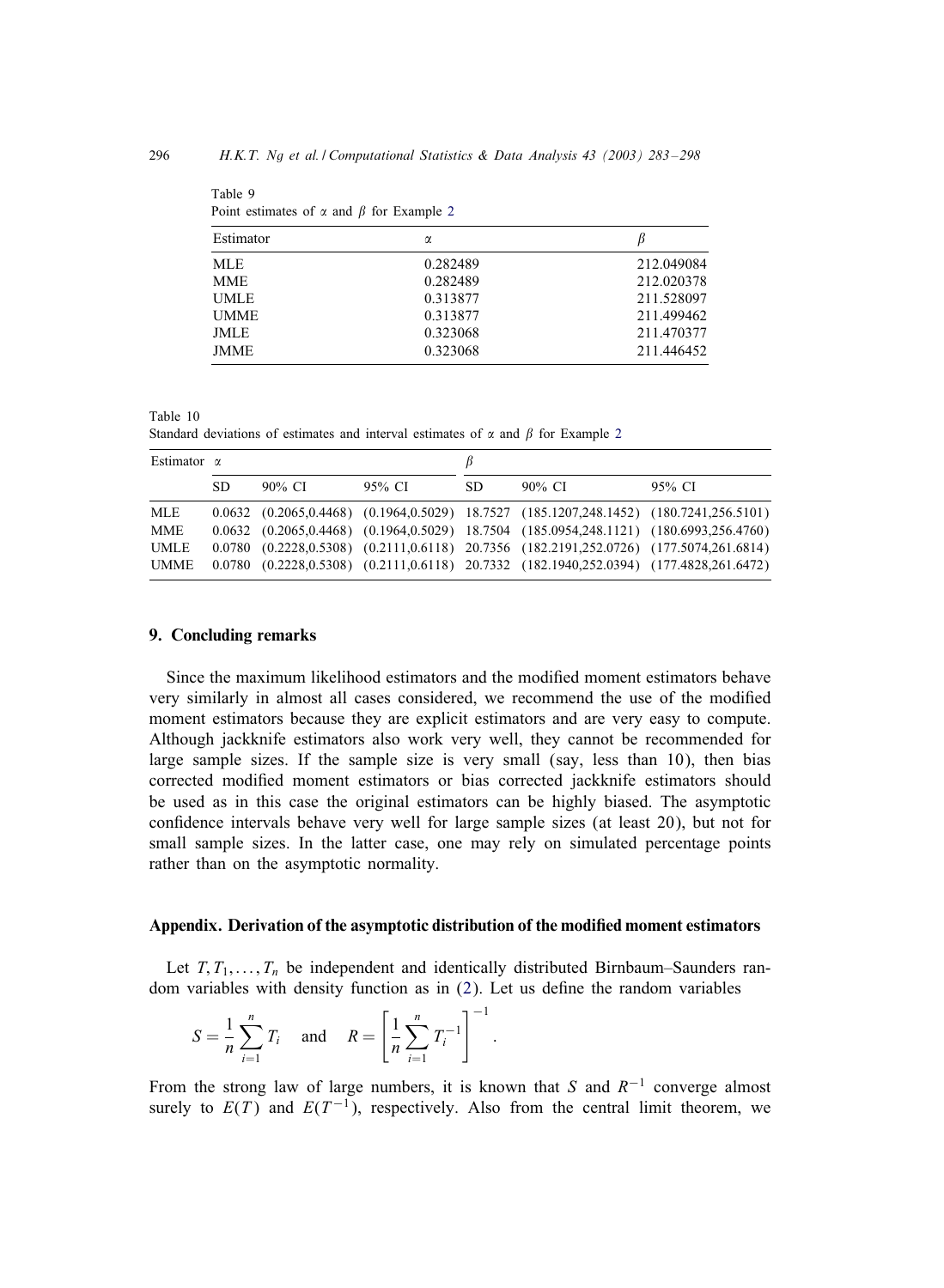Table 9
Point estimates of $\alpha$ and $\beta$ for Example 2

| Estimator | $\alpha$ | $\beta$ |
|---|---|---|
| MLE | 0.282489 | 212.049084 |
| MME | 0.282489 | 212.020378 |
| UMLE | 0.313877 | 211.528097 |
| UMME | 0.313877 | 211.499462 |
| JMLE | 0.323068 | 211.470377 |
| JMME | 0.323068 | 211.446452 |

Table 10
Standard deviations of estimates and interval estimates of $\alpha$ and $\beta$ for Example 2

| Estimator | $\alpha$ | | | $\beta$ | | |
|---|---|---|---|---|---|---|
| | SD | 90% CI | 95% CI | SD | 90% CI | 95% CI |
| MLE | 0.0632 | (0.2065,0.4468) | (0.1964,0.5029) | 18.7527 | (185.1207,248.1452) | (180.7241,256.5101) |
| MME | 0.0632 | (0.2065,0.4468) | (0.1964,0.5029) | 18.7504 | (185.0954,248.1121) | (180.6993,256.4760) |
| UMLE | 0.0780 | (0.2228,0.5308) | (0.2111,0.6118) | 20.7356 | (182.2191,252.0726) | (177.5074,261.6814) |
| UMME | 0.0780 | (0.2228,0.5308) | (0.2111,0.6118) | 20.7332 | (182.1940,252.0394) | (177.4828,261.6472) |

## 9. Concluding remarks

Since the maximum likelihood estimators and the modified moment estimators behave very similarly in almost all cases considered, we recommend the use of the modified moment estimators because they are explicit estimators and are very easy to compute. Although jackknife estimators also work very well, they cannot be recommended for large sample sizes. If the sample size is very small (say, less than 10), then bias corrected modified moment estimators or bias corrected jackknife estimators should be used as in this case the original estimators can be highly biased. The asymptotic confidence intervals behave very well for large sample sizes (at least 20), but not for small sample sizes. In the latter case, one may rely on simulated percentage points rather than on the asymptotic normality.

## Appendix. Derivation of the asymptotic distribution of the modified moment estimators

Let $T, T_1, \ldots, T_n$ be independent and identically distributed Birnbaum–Saunders random variables with density function as in (2). Let us define the random variables

$$S = \frac{1}{n}\sum_{i=1}^{n} T_i \quad \text{and} \quad R = \left[\frac{1}{n}\sum_{i=1}^{n} T_i^{-1}\right]^{-1}.$$

From the strong law of large numbers, it is known that $S$ and $R^{-1}$ converge almost surely to $E(T)$ and $E(T^{-1})$, respectively. Also from the central limit theorem, we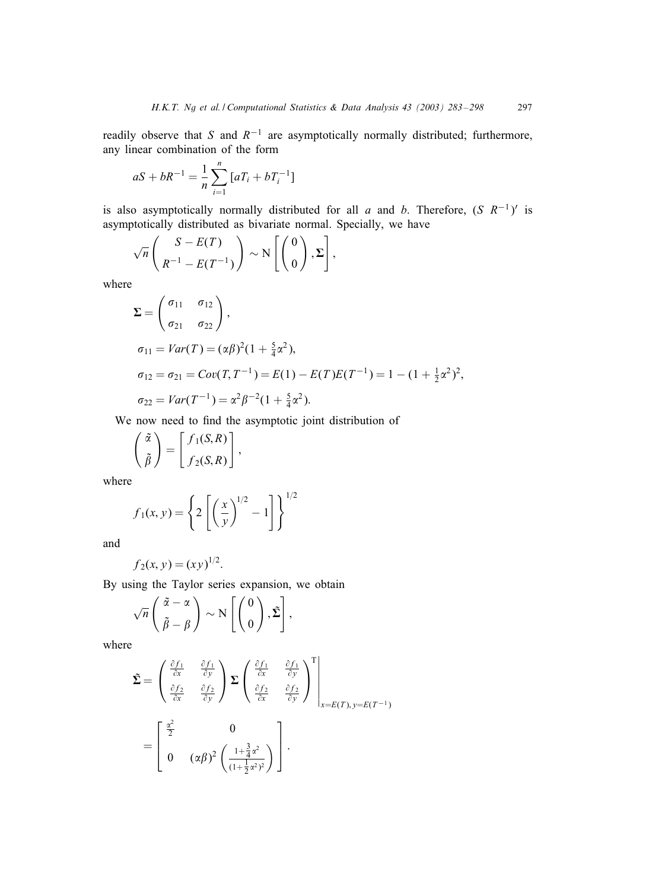readily observe that $S$ and $R^{-1}$ are asymptotically normally distributed; furthermore, any linear combination of the form

$$aS + bR^{-1} = \frac{1}{n}\sum_{i=1}^{n}[aT_i + bT_i^{-1}]$$

is also asymptotically normally distributed for all $a$ and $b$. Therefore, $(S \ R^{-1})'$ is asymptotically distributed as bivariate normal. Specially, we have

$$\sqrt{n}\begin{pmatrix} S - E(T) \\ R^{-1} - E(T^{-1}) \end{pmatrix} \sim \mathrm{N}\left[\begin{pmatrix} 0 \\ 0 \end{pmatrix}, \mathbf{\Sigma}\right],$$

where

$$\mathbf{\Sigma} = \begin{pmatrix} \sigma_{11} & \sigma_{12} \\ \sigma_{21} & \sigma_{22} \end{pmatrix},$$

$$\sigma_{11} = Var(T) = (\alpha\beta)^2(1 + \tfrac{5}{4}\alpha^2),$$

$$\sigma_{12} = \sigma_{21} = Cov(T, T^{-1}) = E(1) - E(T)E(T^{-1}) = 1 - (1 + \tfrac{1}{2}\alpha^2)^2,$$

$$\sigma_{22} = Var(T^{-1}) = \alpha^2\beta^{-2}(1 + \tfrac{5}{4}\alpha^2).$$

We now need to find the asymptotic joint distribution of

$$\begin{pmatrix} \tilde{\alpha} \\ \tilde{\beta} \end{pmatrix} = \begin{bmatrix} f_1(S, R) \\ f_2(S, R) \end{bmatrix},$$

where

$$f_1(x, y) = \left\{2\left[\left(\frac{x}{y}\right)^{1/2} - 1\right]\right\}^{1/2}$$

and

$$f_2(x, y) = (xy)^{1/2}.$$

By using the Taylor series expansion, we obtain

$$\sqrt{n}\begin{pmatrix} \tilde{\alpha} - \alpha \\ \tilde{\beta} - \beta \end{pmatrix} \sim \mathrm{N}\left[\begin{pmatrix} 0 \\ 0 \end{pmatrix}, \tilde{\mathbf{\Sigma}}\right],$$

where

$$\tilde{\mathbf{\Sigma}} = \begin{pmatrix} \frac{\partial f_1}{\partial x} & \frac{\partial f_1}{\partial y} \\ \frac{\partial f_2}{\partial x} & \frac{\partial f_2}{\partial y} \end{pmatrix} \mathbf{\Sigma} \begin{pmatrix} \frac{\partial f_1}{\partial x} & \frac{\partial f_1}{\partial y} \\ \frac{\partial f_2}{\partial x} & \frac{\partial f_2}{\partial y} \end{pmatrix}^{\mathrm{T}} \Bigg|_{x=E(T),\, y=E(T^{-1})}$$

$$= \begin{bmatrix} \frac{\alpha^2}{2} & 0 \\ 0 & (\alpha\beta)^2\left(\frac{1+\frac{3}{4}\alpha^2}{(1+\frac{1}{2}\alpha^2)^2}\right) \end{bmatrix}.$$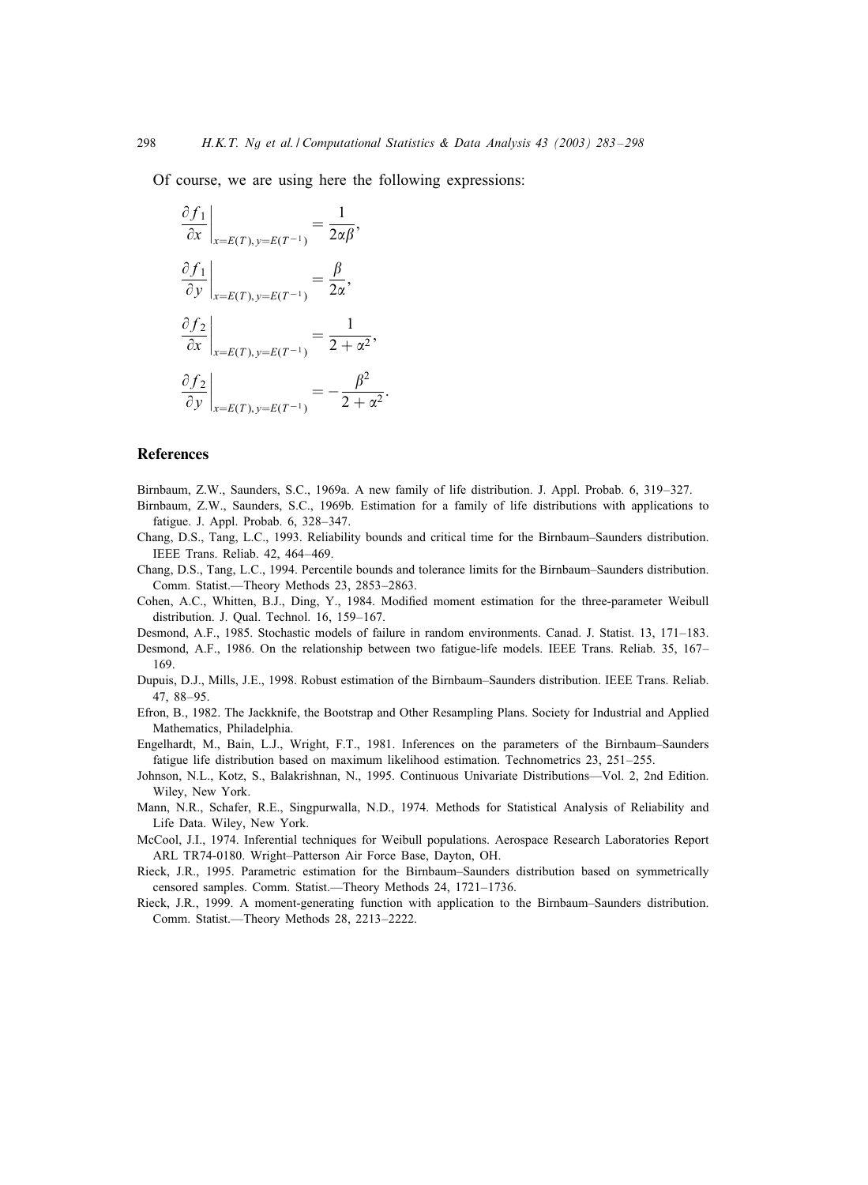Of course, we are using here the following expressions:

$$\left.\frac{\partial f_1}{\partial x}\right|_{x=E(T),\, y=E(T^{-1})} = \frac{1}{2\alpha\beta},$$

$$\left.\frac{\partial f_1}{\partial y}\right|_{x=E(T),\, y=E(T^{-1})} = \frac{\beta}{2\alpha},$$

$$\left.\frac{\partial f_2}{\partial x}\right|_{x=E(T),\, y=E(T^{-1})} = \frac{1}{2+\alpha^2},$$

$$\left.\frac{\partial f_2}{\partial y}\right|_{x=E(T),\, y=E(T^{-1})} = -\frac{\beta^2}{2+\alpha^2}.$$

## References

Birnbaum, Z.W., Saunders, S.C., 1969a. A new family of life distribution. J. Appl. Probab. 6, 319–327.

Birnbaum, Z.W., Saunders, S.C., 1969b. Estimation for a family of life distributions with applications to fatigue. J. Appl. Probab. 6, 328–347.

Chang, D.S., Tang, L.C., 1993. Reliability bounds and critical time for the Birnbaum–Saunders distribution. IEEE Trans. Reliab. 42, 464–469.

Chang, D.S., Tang, L.C., 1994. Percentile bounds and tolerance limits for the Birnbaum–Saunders distribution. Comm. Statist.—Theory Methods 23, 2853–2863.

Cohen, A.C., Whitten, B.J., Ding, Y., 1984. Modified moment estimation for the three-parameter Weibull distribution. J. Qual. Technol. 16, 159–167.

Desmond, A.F., 1985. Stochastic models of failure in random environments. Canad. J. Statist. 13, 171–183.

Desmond, A.F., 1986. On the relationship between two fatigue-life models. IEEE Trans. Reliab. 35, 167–169.

Dupuis, D.J., Mills, J.E., 1998. Robust estimation of the Birnbaum–Saunders distribution. IEEE Trans. Reliab. 47, 88–95.

Efron, B., 1982. The Jackknife, the Bootstrap and Other Resampling Plans. Society for Industrial and Applied Mathematics, Philadelphia.

Engelhardt, M., Bain, L.J., Wright, F.T., 1981. Inferences on the parameters of the Birnbaum–Saunders fatigue life distribution based on maximum likelihood estimation. Technometrics 23, 251–255.

Johnson, N.L., Kotz, S., Balakrishnan, N., 1995. Continuous Univariate Distributions—Vol. 2, 2nd Edition. Wiley, New York.

Mann, N.R., Schafer, R.E., Singpurwalla, N.D., 1974. Methods for Statistical Analysis of Reliability and Life Data. Wiley, New York.

McCool, J.I., 1974. Inferential techniques for Weibull populations. Aerospace Research Laboratories Report ARL TR74-0180. Wright–Patterson Air Force Base, Dayton, OH.

Rieck, J.R., 1995. Parametric estimation for the Birnbaum–Saunders distribution based on symmetrically censored samples. Comm. Statist.—Theory Methods 24, 1721–1736.

Rieck, J.R., 1999. A moment-generating function with application to the Birnbaum–Saunders distribution. Comm. Statist.—Theory Methods 28, 2213–2222.